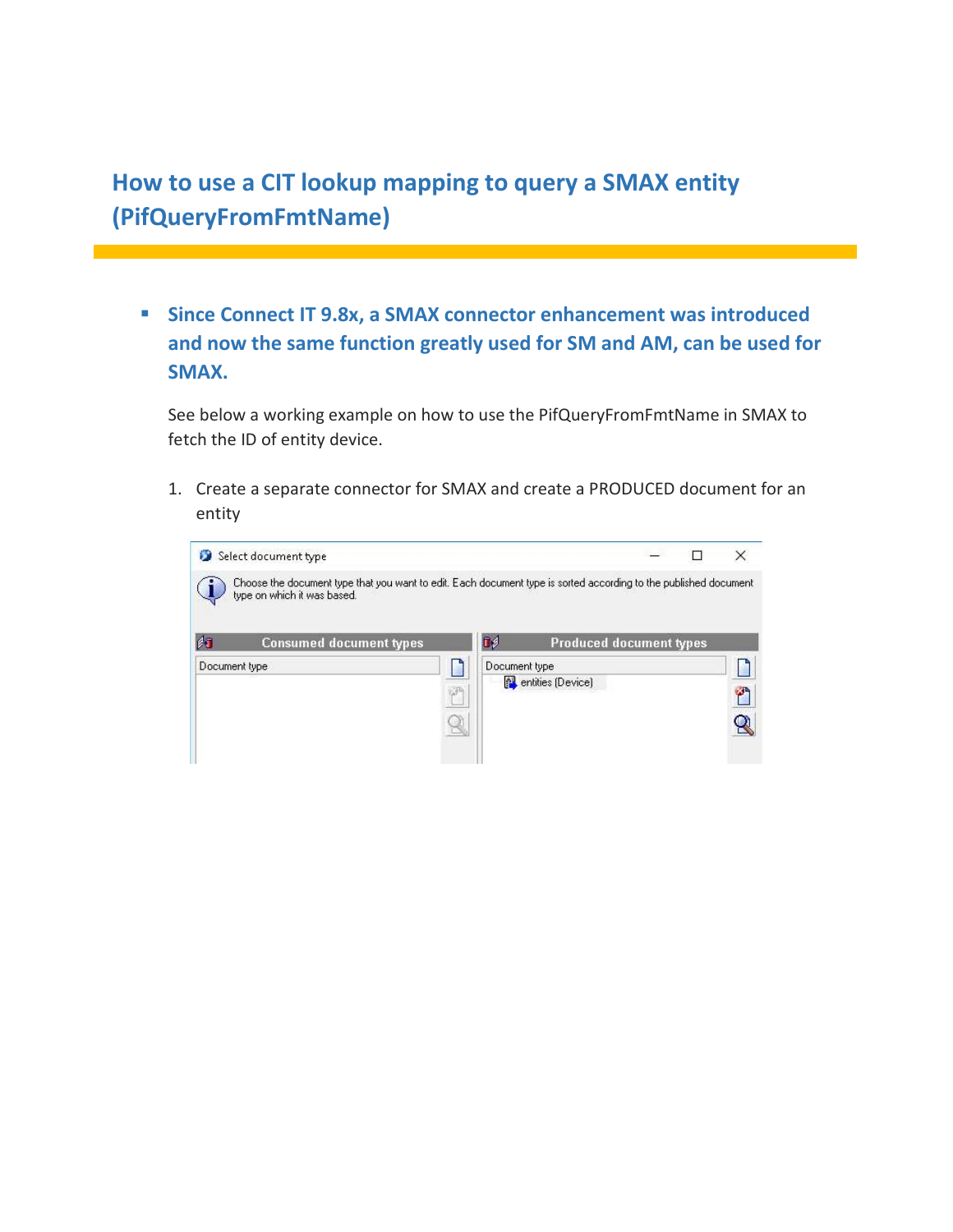# How to use a CIT lookup mapping to query a SMAX entity (PifQueryFromFmtName)

- **Since Connect IT 9.8x, a SMAX connector enhancement was introduced and now the same function greatly used for SM and AM, can be used for SMAX.**

  See below a working example on how to use the PifQueryFromFmtName in SMAX to fetch the ID of entity device.

  1. Create a separate connector for SMAX and create a PRODUCED document for an entity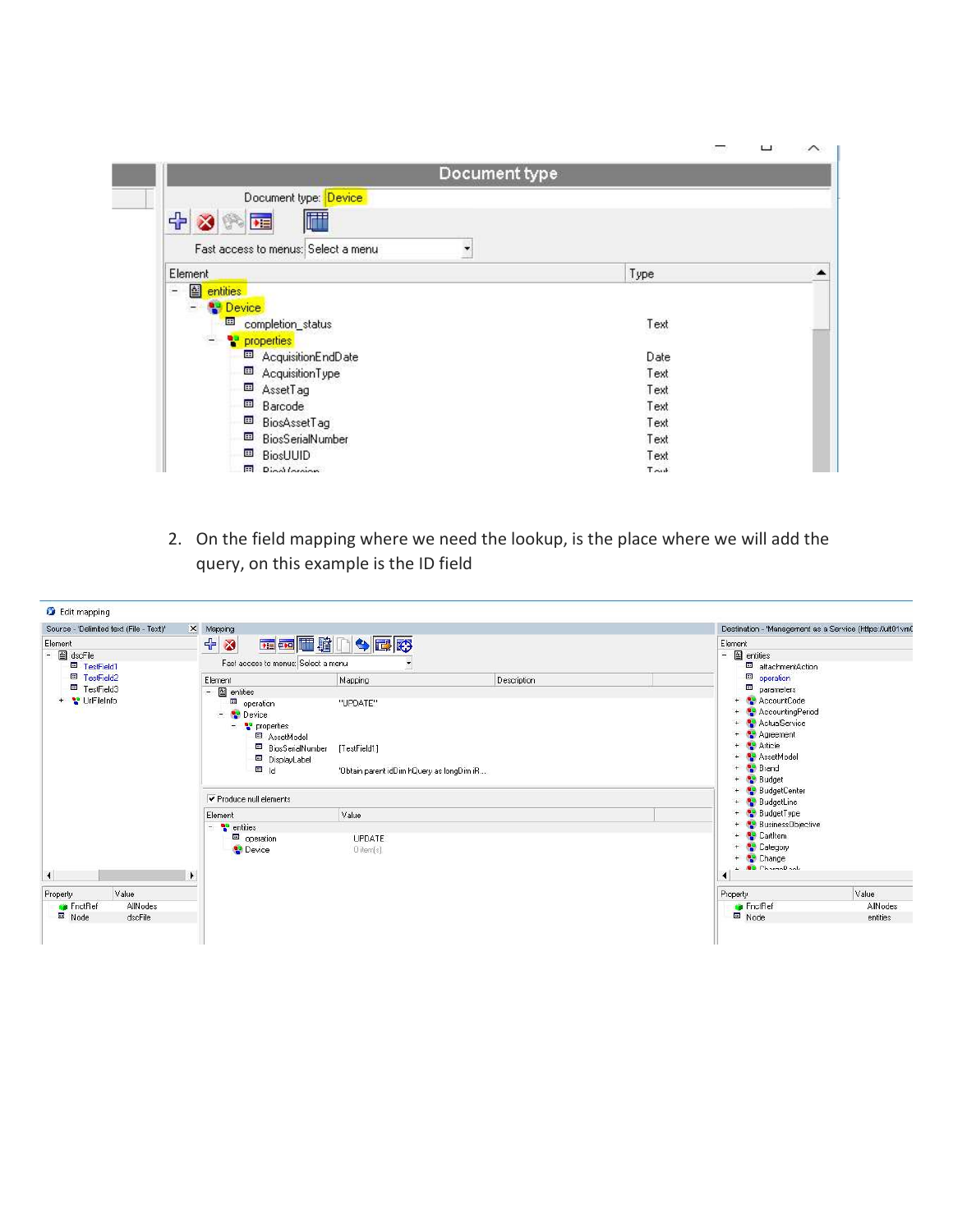2. On the field mapping where we need the lookup, is the place where we will add the query, on this example is the ID field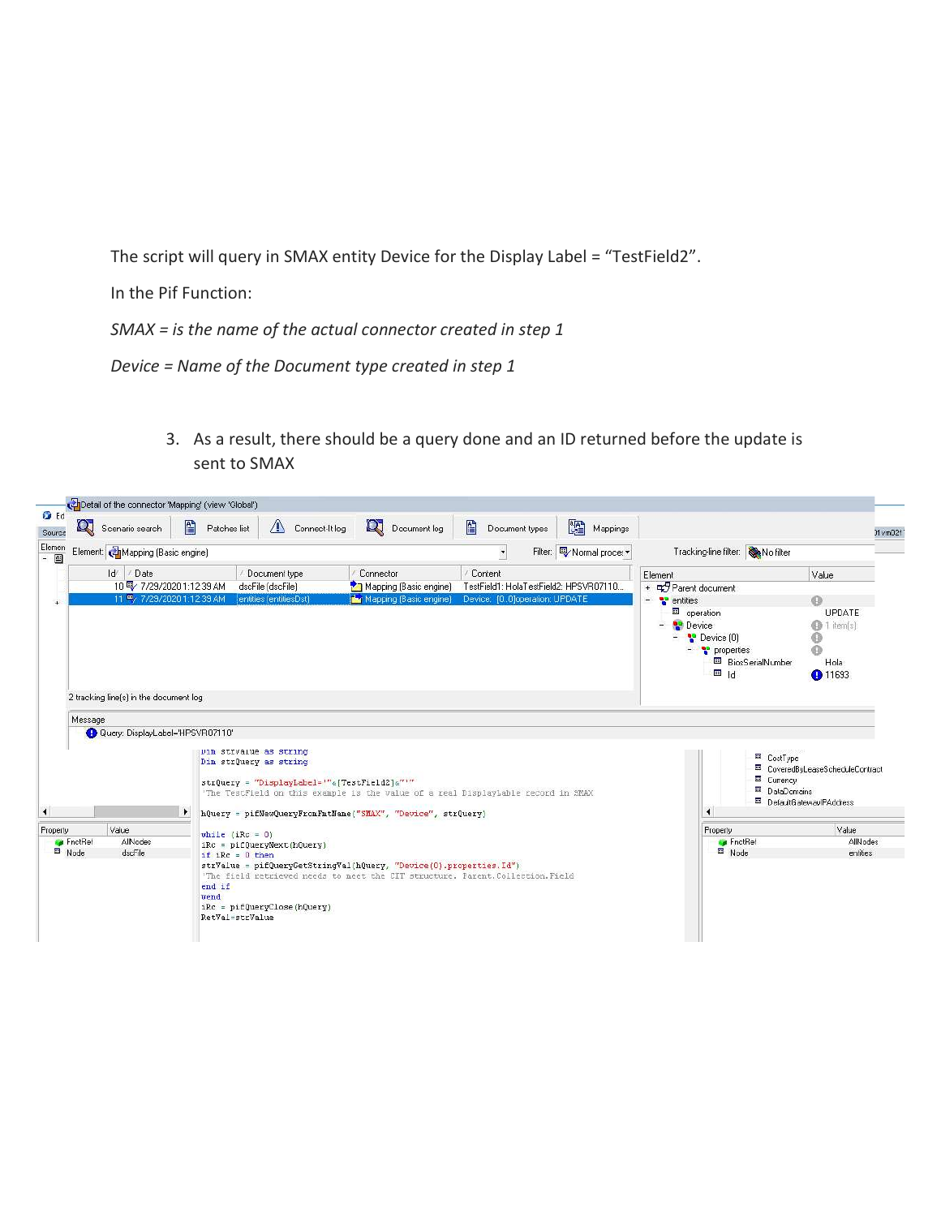The script will query in SMAX entity Device for the Display Label = "TestField2".

In the Pif Function:

*SMAX = is the name of the actual connector created in step 1*

*Device = Name of the Document type created in step 1*

3. As a result, there should be a query done and an ID returned before the update is sent to SMAX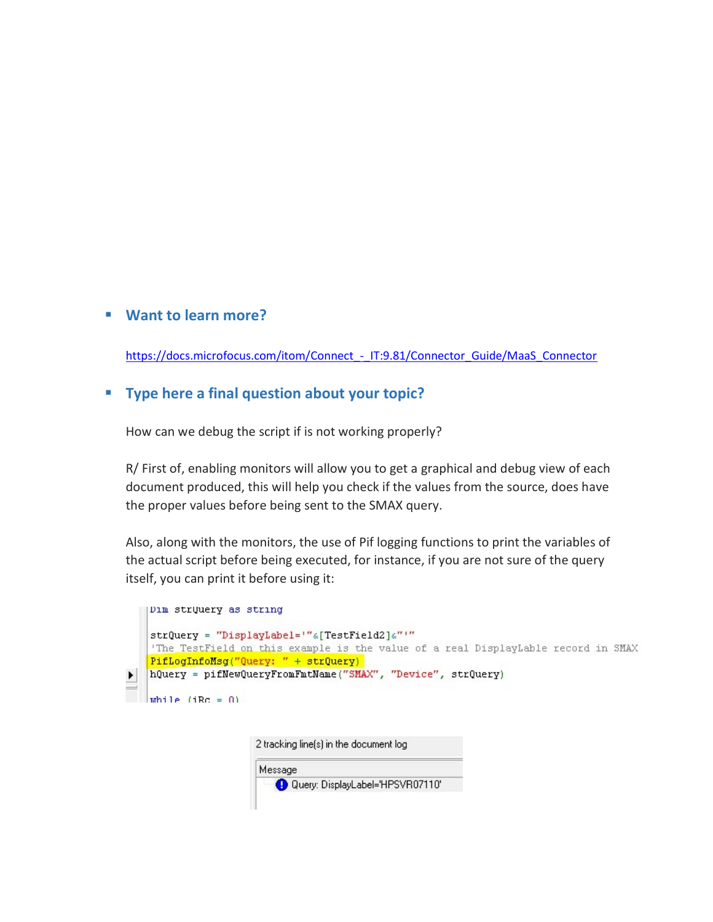- ## Want to learn more?

  https://docs.microfocus.com/itom/Connect_-_IT:9.81/Connector_Guide/MaaS_Connector

- ## Type here a final question about your topic?

  How can we debug the script if is not working properly?

  R/ First of, enabling monitors will allow you to get a graphical and debug view of each document produced, this will help you check if the values from the source, does have the proper values before being sent to the SMAX query.

  Also, along with the monitors, the use of Pif logging functions to print the variables of the actual script before being executed, for instance, if you are not sure of the query itself, you can print it before using it:

```
Dim strQuery as string

strQuery = "DisplayLabel='"&[TestField2]&"'"
'The TestField on this example is the value of a real DisplayLable record in SMAX
PifLogInfoMsg("Query: " + strQuery)
hQuery = pifNewQueryFromFmtName("SMAX", "Device", strQuery)

while (iRc = 0)
```

```
2 tracking line(s) in the document log

Message
Query: DisplayLabel='HPSVR07110'
```